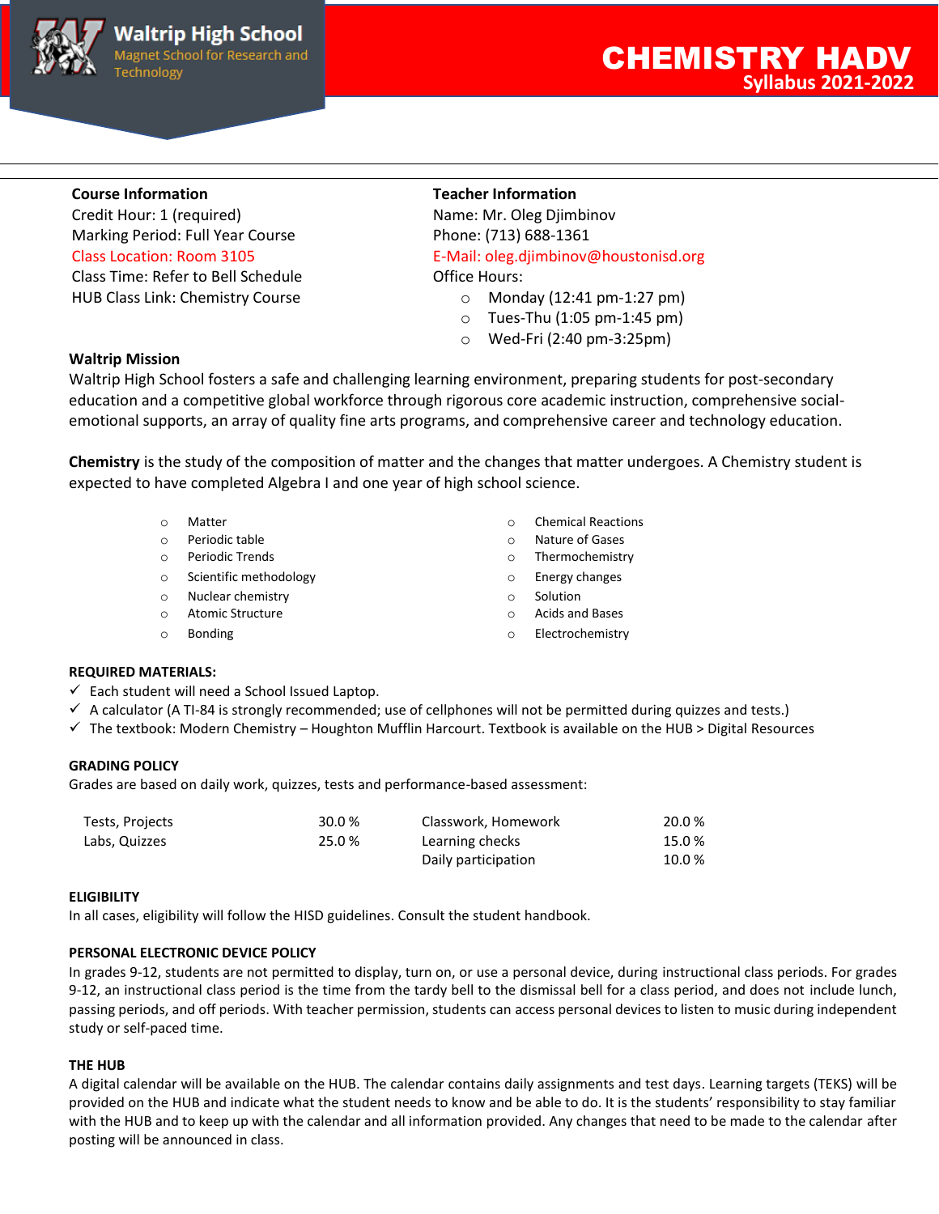**Waltrip High School**
Magnet School for Research and Technology

# CHEMISTRY HADV
## Syllabus 2021-2022

**Course Information**
Credit Hour: 1 (required)
Marking Period: Full Year Course
Class Location: Room 3105
Class Time: Refer to Bell Schedule
HUB Class Link: Chemistry Course

**Teacher Information**
Name: Mr. Oleg Djimbinov
Phone: (713) 688-1361
E-Mail: oleg.djimbinov@houstonisd.org
Office Hours:

- Monday (12:41 pm-1:27 pm)
- Tues-Thu (1:05 pm-1:45 pm)
- Wed-Fri (2:40 pm-3:25pm)

**Waltrip Mission**
Waltrip High School fosters a safe and challenging learning environment, preparing students for post-secondary education and a competitive global workforce through rigorous core academic instruction, comprehensive social-emotional supports, an array of quality fine arts programs, and comprehensive career and technology education.

**Chemistry** is the study of the composition of matter and the changes that matter undergoes. A Chemistry student is expected to have completed Algebra I and one year of high school science.

- Matter
- Periodic table
- Periodic Trends
- Scientific methodology
- Nuclear chemistry
- Atomic Structure
- Bonding
- Chemical Reactions
- Nature of Gases
- Thermochemistry
- Energy changes
- Solution
- Acids and Bases
- Electrochemistry

**REQUIRED MATERIALS:**

- ✓ Each student will need a School Issued Laptop.
- ✓ A calculator (A TI-84 is strongly recommended; use of cellphones will not be permitted during quizzes and tests.)
- ✓ The textbook: Modern Chemistry – Houghton Mufflin Harcourt. Textbook is available on the HUB > Digital Resources

**GRADING POLICY**
Grades are based on daily work, quizzes, tests and performance-based assessment:

| | | | |
|---|---|---|---|
| Tests, Projects | 30.0 % | Classwork, Homework | 20.0 % |
| Labs, Quizzes | 25.0 % | Learning checks | 15.0 % |
| | | Daily participation | 10.0 % |

**ELIGIBILITY**
In all cases, eligibility will follow the HISD guidelines. Consult the student handbook.

**PERSONAL ELECTRONIC DEVICE POLICY**
In grades 9-12, students are not permitted to display, turn on, or use a personal device, during instructional class periods. For grades 9-12, an instructional class period is the time from the tardy bell to the dismissal bell for a class period, and does not include lunch, passing periods, and off periods. With teacher permission, students can access personal devices to listen to music during independent study or self-paced time.

**THE HUB**
A digital calendar will be available on the HUB. The calendar contains daily assignments and test days. Learning targets (TEKS) will be provided on the HUB and indicate what the student needs to know and be able to do. It is the students' responsibility to stay familiar with the HUB and to keep up with the calendar and all information provided. Any changes that need to be made to the calendar after posting will be announced in class.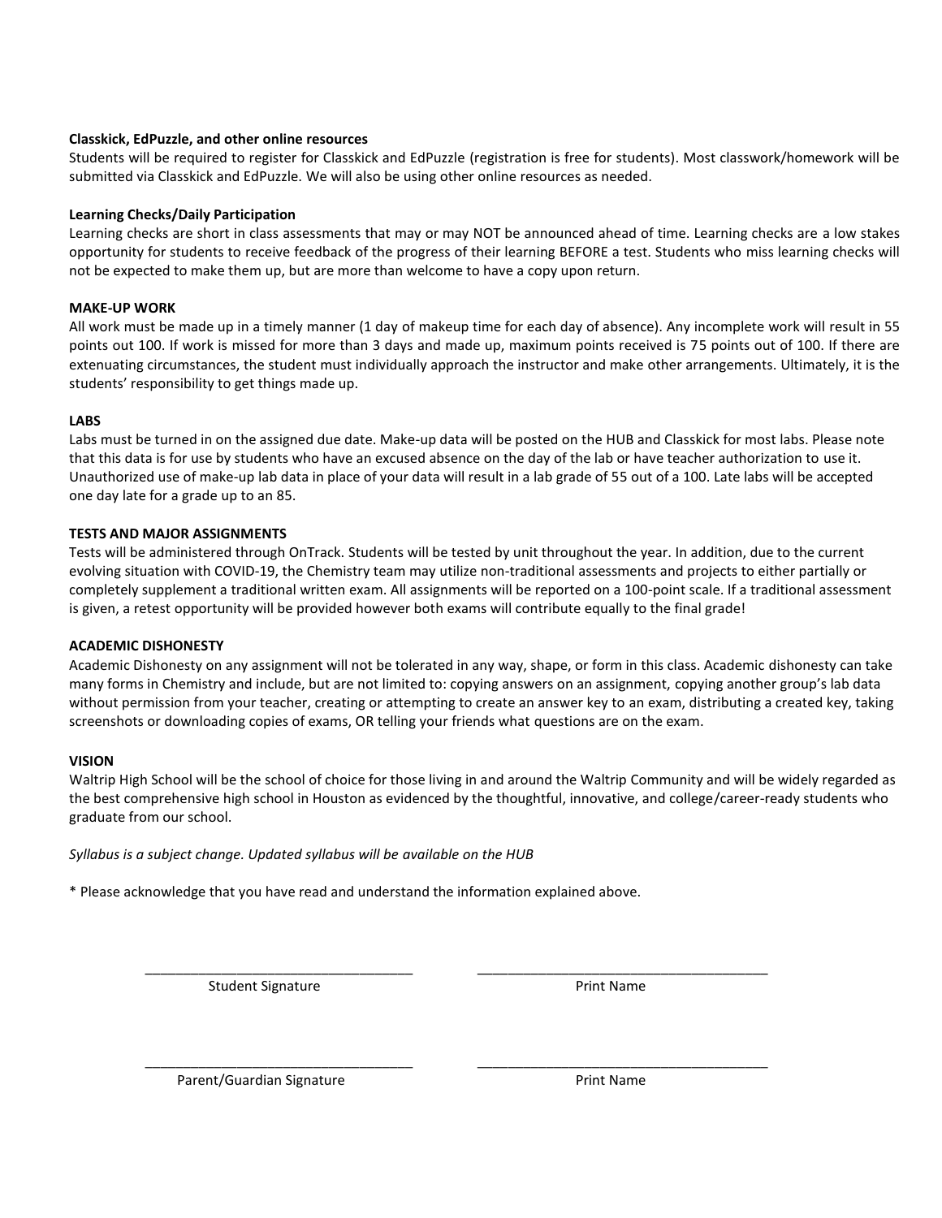**Classkick, EdPuzzle, and other online resources**

Students will be required to register for Classkick and EdPuzzle (registration is free for students). Most classwork/homework will be submitted via Classkick and EdPuzzle. We will also be using other online resources as needed.

**Learning Checks/Daily Participation**

Learning checks are short in class assessments that may or may NOT be announced ahead of time. Learning checks are a low stakes opportunity for students to receive feedback of the progress of their learning BEFORE a test. Students who miss learning checks will not be expected to make them up, but are more than welcome to have a copy upon return.

**MAKE-UP WORK**

All work must be made up in a timely manner (1 day of makeup time for each day of absence). Any incomplete work will result in 55 points out 100. If work is missed for more than 3 days and made up, maximum points received is 75 points out of 100. If there are extenuating circumstances, the student must individually approach the instructor and make other arrangements. Ultimately, it is the students' responsibility to get things made up.

**LABS**

Labs must be turned in on the assigned due date. Make-up data will be posted on the HUB and Classkick for most labs. Please note that this data is for use by students who have an excused absence on the day of the lab or have teacher authorization to use it. Unauthorized use of make-up lab data in place of your data will result in a lab grade of 55 out of a 100. Late labs will be accepted one day late for a grade up to an 85.

**TESTS AND MAJOR ASSIGNMENTS**

Tests will be administered through OnTrack. Students will be tested by unit throughout the year. In addition, due to the current evolving situation with COVID-19, the Chemistry team may utilize non-traditional assessments and projects to either partially or completely supplement a traditional written exam. All assignments will be reported on a 100-point scale. If a traditional assessment is given, a retest opportunity will be provided however both exams will contribute equally to the final grade!

**ACADEMIC DISHONESTY**

Academic Dishonesty on any assignment will not be tolerated in any way, shape, or form in this class. Academic dishonesty can take many forms in Chemistry and include, but are not limited to: copying answers on an assignment, copying another group's lab data without permission from your teacher, creating or attempting to create an answer key to an exam, distributing a created key, taking screenshots or downloading copies of exams, OR telling your friends what questions are on the exam.

**VISION**

Waltrip High School will be the school of choice for those living in and around the Waltrip Community and will be widely regarded as the best comprehensive high school in Houston as evidenced by the thoughtful, innovative, and college/career-ready students who graduate from our school.

*Syllabus is a subject change. Updated syllabus will be available on the HUB*

* Please acknowledge that you have read and understand the information explained above.

___________________________________ ______________________________________

Student Signature Print Name

___________________________________ ______________________________________

Parent/Guardian Signature Print Name